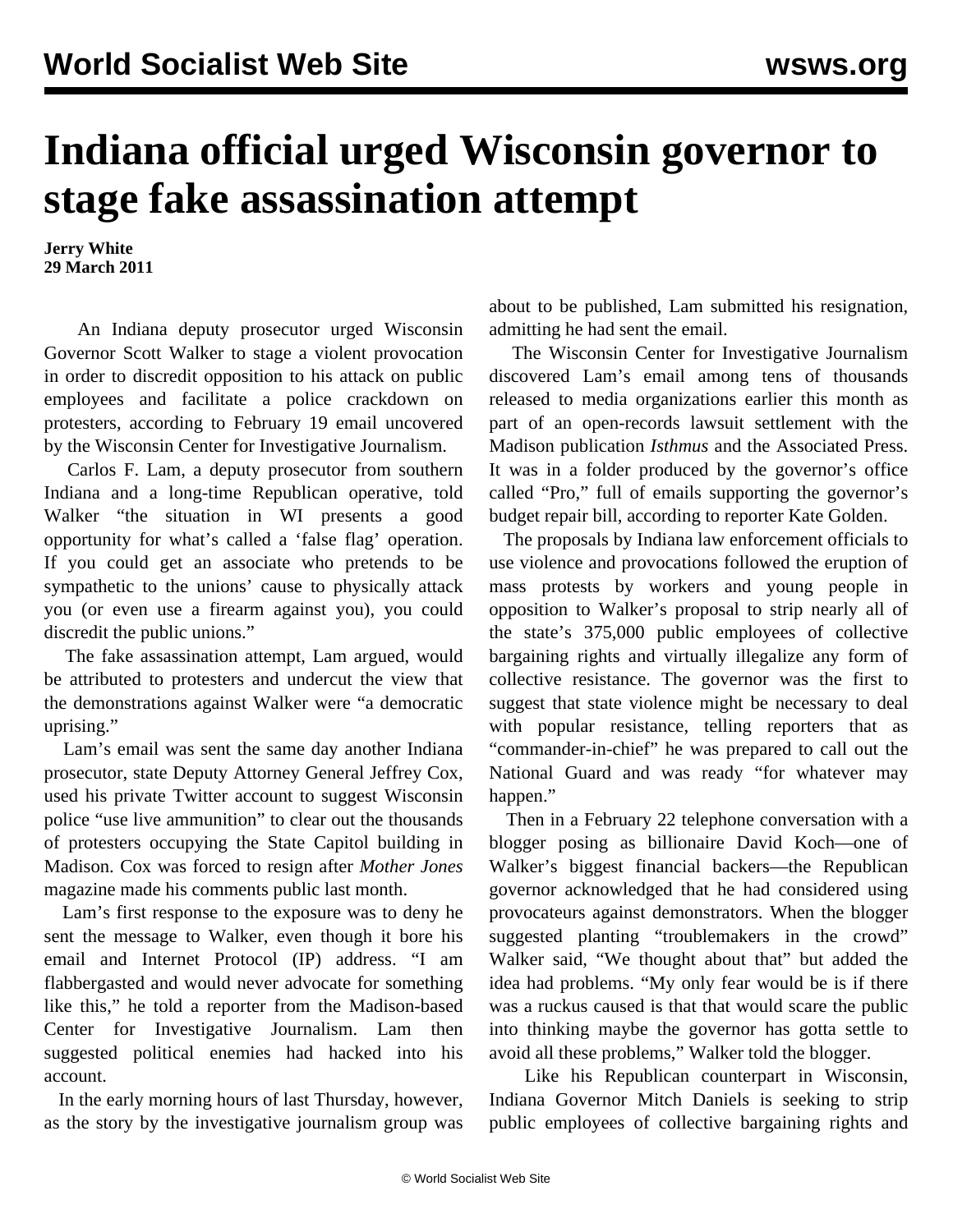# Indiana official urged Wisconsin governor to stage fake assassination attempt

**Jerry White**
**29 March 2011**

An Indiana deputy prosecutor urged Wisconsin Governor Scott Walker to stage a violent provocation in order to discredit opposition to his attack on public employees and facilitate a police crackdown on protesters, according to February 19 email uncovered by the Wisconsin Center for Investigative Journalism.

Carlos F. Lam, a deputy prosecutor from southern Indiana and a long-time Republican operative, told Walker "the situation in WI presents a good opportunity for what's called a 'false flag' operation. If you could get an associate who pretends to be sympathetic to the unions' cause to physically attack you (or even use a firearm against you), you could discredit the public unions."

The fake assassination attempt, Lam argued, would be attributed to protesters and undercut the view that the demonstrations against Walker were "a democratic uprising."

Lam's email was sent the same day another Indiana prosecutor, state Deputy Attorney General Jeffrey Cox, used his private Twitter account to suggest Wisconsin police "use live ammunition" to clear out the thousands of protesters occupying the State Capitol building in Madison. Cox was forced to resign after *Mother Jones* magazine made his comments public last month.

Lam's first response to the exposure was to deny he sent the message to Walker, even though it bore his email and Internet Protocol (IP) address. "I am flabbergasted and would never advocate for something like this," he told a reporter from the Madison-based Center for Investigative Journalism. Lam then suggested political enemies had hacked into his account.

In the early morning hours of last Thursday, however, as the story by the investigative journalism group was about to be published, Lam submitted his resignation, admitting he had sent the email.

The Wisconsin Center for Investigative Journalism discovered Lam's email among tens of thousands released to media organizations earlier this month as part of an open-records lawsuit settlement with the Madison publication *Isthmus* and the Associated Press. It was in a folder produced by the governor's office called "Pro," full of emails supporting the governor's budget repair bill, according to reporter Kate Golden.

The proposals by Indiana law enforcement officials to use violence and provocations followed the eruption of mass protests by workers and young people in opposition to Walker's proposal to strip nearly all of the state's 375,000 public employees of collective bargaining rights and virtually illegalize any form of collective resistance. The governor was the first to suggest that state violence might be necessary to deal with popular resistance, telling reporters that as "commander-in-chief" he was prepared to call out the National Guard and was ready "for whatever may happen."

Then in a February 22 telephone conversation with a blogger posing as billionaire David Koch—one of Walker's biggest financial backers—the Republican governor acknowledged that he had considered using provocateurs against demonstrators. When the blogger suggested planting "troublemakers in the crowd" Walker said, "We thought about that" but added the idea had problems. "My only fear would be is if there was a ruckus caused is that that would scare the public into thinking maybe the governor has gotta settle to avoid all these problems," Walker told the blogger.

Like his Republican counterpart in Wisconsin, Indiana Governor Mitch Daniels is seeking to strip public employees of collective bargaining rights and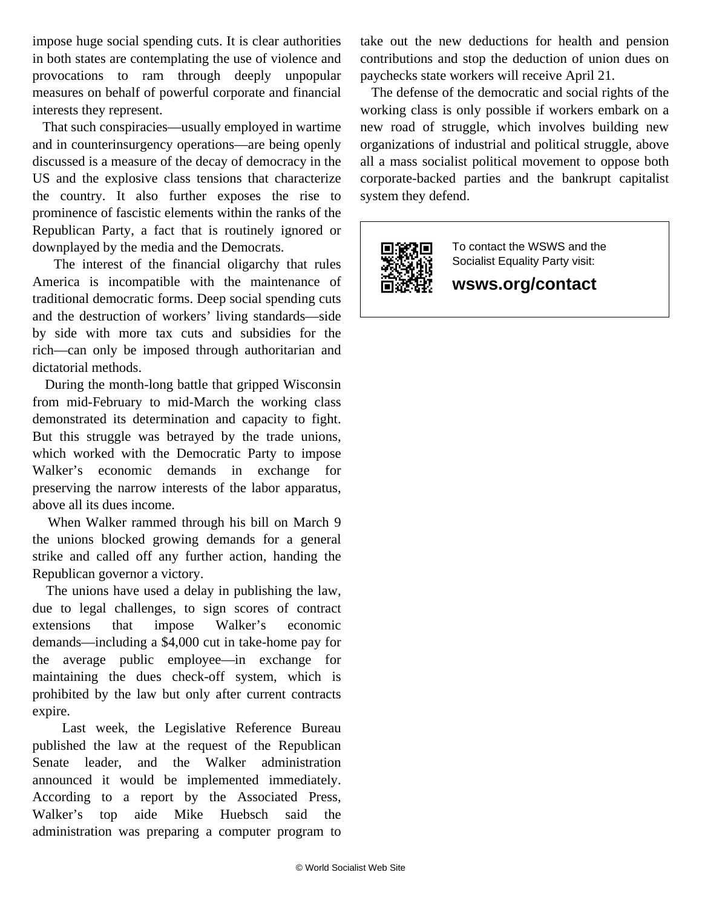impose huge social spending cuts. It is clear authorities in both states are contemplating the use of violence and provocations to ram through deeply unpopular measures on behalf of powerful corporate and financial interests they represent.

That such conspiracies—usually employed in wartime and in counterinsurgency operations—are being openly discussed is a measure of the decay of democracy in the US and the explosive class tensions that characterize the country. It also further exposes the rise to prominence of fascistic elements within the ranks of the Republican Party, a fact that is routinely ignored or downplayed by the media and the Democrats.

The interest of the financial oligarchy that rules America is incompatible with the maintenance of traditional democratic forms. Deep social spending cuts and the destruction of workers' living standards—side by side with more tax cuts and subsidies for the rich—can only be imposed through authoritarian and dictatorial methods.

During the month-long battle that gripped Wisconsin from mid-February to mid-March the working class demonstrated its determination and capacity to fight. But this struggle was betrayed by the trade unions, which worked with the Democratic Party to impose Walker's economic demands in exchange for preserving the narrow interests of the labor apparatus, above all its dues income.

When Walker rammed through his bill on March 9 the unions blocked growing demands for a general strike and called off any further action, handing the Republican governor a victory.

The unions have used a delay in publishing the law, due to legal challenges, to sign scores of contract extensions that impose Walker's economic demands—including a $4,000 cut in take-home pay for the average public employee—in exchange for maintaining the dues check-off system, which is prohibited by the law but only after current contracts expire.

Last week, the Legislative Reference Bureau published the law at the request of the Republican Senate leader, and the Walker administration announced it would be implemented immediately. According to a report by the Associated Press, Walker's top aide Mike Huebsch said the administration was preparing a computer program to take out the new deductions for health and pension contributions and stop the deduction of union dues on paychecks state workers will receive April 21.

The defense of the democratic and social rights of the working class is only possible if workers embark on a new road of struggle, which involves building new organizations of industrial and political struggle, above all a mass socialist political movement to oppose both corporate-backed parties and the bankrupt capitalist system they defend.

To contact the WSWS and the Socialist Equality Party visit:

**wsws.org/contact**